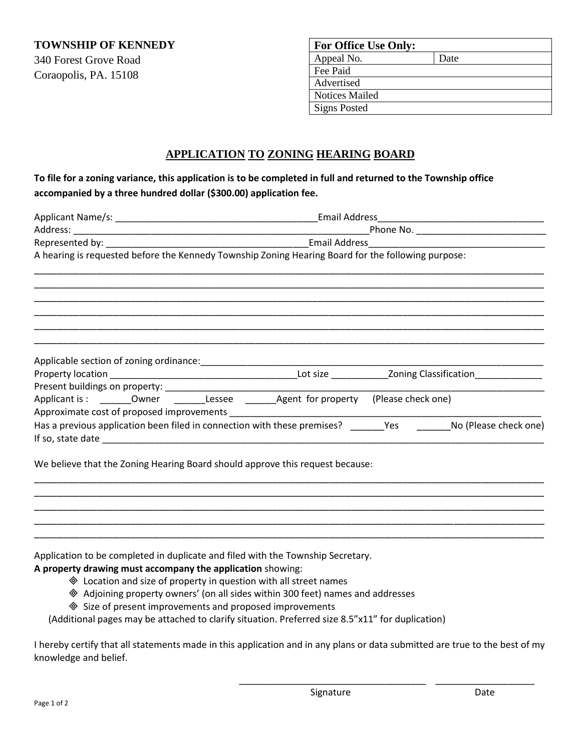**TOWNSHIP OF KENNEDY**
340 Forest Grove Road
Coraopolis, PA. 15108

| For Office Use Only: | |
|---|---|
| Appeal No. | Date |
| Fee Paid | |
| Advertised | |
| Notices Mailed | |
| Signs Posted | |

# APPLICATION TO ZONING HEARING BOARD

**To file for a zoning variance, this application is to be completed in full and returned to the Township office accompanied by a three hundred dollar ($300.00) application fee.**

Applicant Name/s: ________________________________________Email Address________________________________
Address: ____________________________________________________________Phone No. _________________________
Represented by: ________________________________________Email Address__________________________________
A hearing is requested before the Kennedy Township Zoning Hearing Board for the following purpose:

_____________________________________________________________________________________________________
_____________________________________________________________________________________________________
_____________________________________________________________________________________________________
_____________________________________________________________________________________________________
_____________________________________________________________________________________________________
_____________________________________________________________________________________________________

Applicable section of zoning ordinance:_________________________________________________________________________
Property location _____________________________________Lot size ___________Zoning Classification_____________
Present buildings on property: ____________________________________________________________________________
Applicant is : ______Owner ______Lessee ______Agent for property (Please check one)
Approximate cost of proposed improvements _______________________________________________________________
Has a previous application been filed in connection with these premises? _______Yes _______No (Please check one)
If so, state date ________________________________________________________________________________________

We believe that the Zoning Hearing Board should approve this request because:

_____________________________________________________________________________________________________
_____________________________________________________________________________________________________
_____________________________________________________________________________________________________
_____________________________________________________________________________________________________
_____________________________________________________________________________________________________

Application to be completed in duplicate and filed with the Township Secretary.
**A property drawing must accompany the application** showing:

- Location and size of property in question with all street names
- Adjoining property owners' (on all sides within 300 feet) names and addresses
- Size of present improvements and proposed improvements

(Additional pages may be attached to clarify situation. Preferred size 8.5"x11" for duplication)

I hereby certify that all statements made in this application and in any plans or data submitted are true to the best of my knowledge and belief.

_____________________________________ ___________________
Signature Date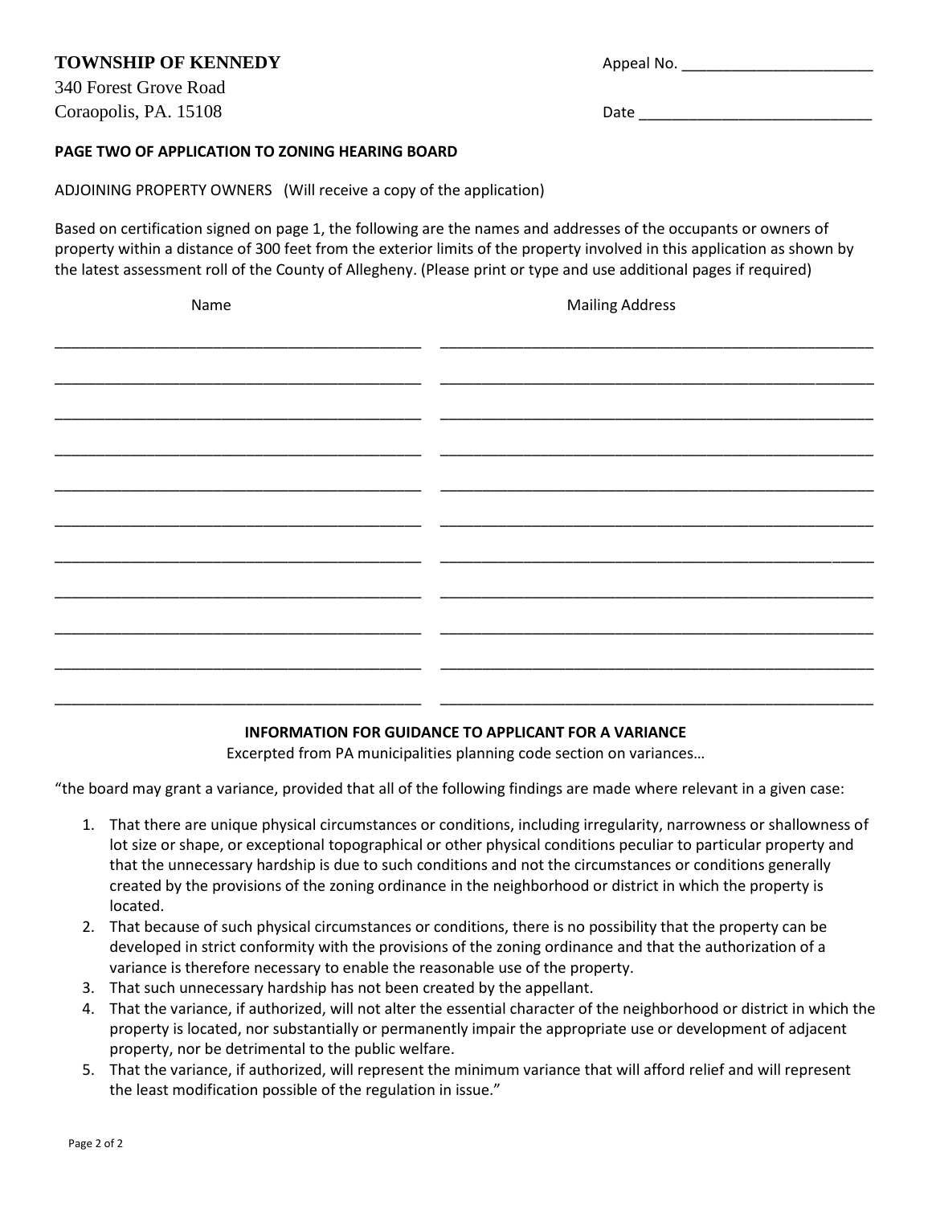**TOWNSHIP OF KENNEDY**
340 Forest Grove Road
Coraopolis, PA. 15108

Appeal No. _______________________

Date ___________________________

**PAGE TWO OF APPLICATION TO ZONING HEARING BOARD**

ADJOINING PROPERTY OWNERS (Will receive a copy of the application)

Based on certification signed on page 1, the following are the names and addresses of the occupants or owners of property within a distance of 300 feet from the exterior limits of the property involved in this application as shown by the latest assessment roll of the County of Allegheny. (Please print or type and use additional pages if required)

| Name | Mailing Address |
|---|---|
| | |
| | |
| | |
| | |
| | |
| | |
| | |
| | |
| | |
| | |
| | |

**INFORMATION FOR GUIDANCE TO APPLICANT FOR A VARIANCE**

Excerpted from PA municipalities planning code section on variances…

"the board may grant a variance, provided that all of the following findings are made where relevant in a given case:

1. That there are unique physical circumstances or conditions, including irregularity, narrowness or shallowness of lot size or shape, or exceptional topographical or other physical conditions peculiar to particular property and that the unnecessary hardship is due to such conditions and not the circumstances or conditions generally created by the provisions of the zoning ordinance in the neighborhood or district in which the property is located.
2. That because of such physical circumstances or conditions, there is no possibility that the property can be developed in strict conformity with the provisions of the zoning ordinance and that the authorization of a variance is therefore necessary to enable the reasonable use of the property.
3. That such unnecessary hardship has not been created by the appellant.
4. That the variance, if authorized, will not alter the essential character of the neighborhood or district in which the property is located, nor substantially or permanently impair the appropriate use or development of adjacent property, nor be detrimental to the public welfare.
5. That the variance, if authorized, will represent the minimum variance that will afford relief and will represent the least modification possible of the regulation in issue."